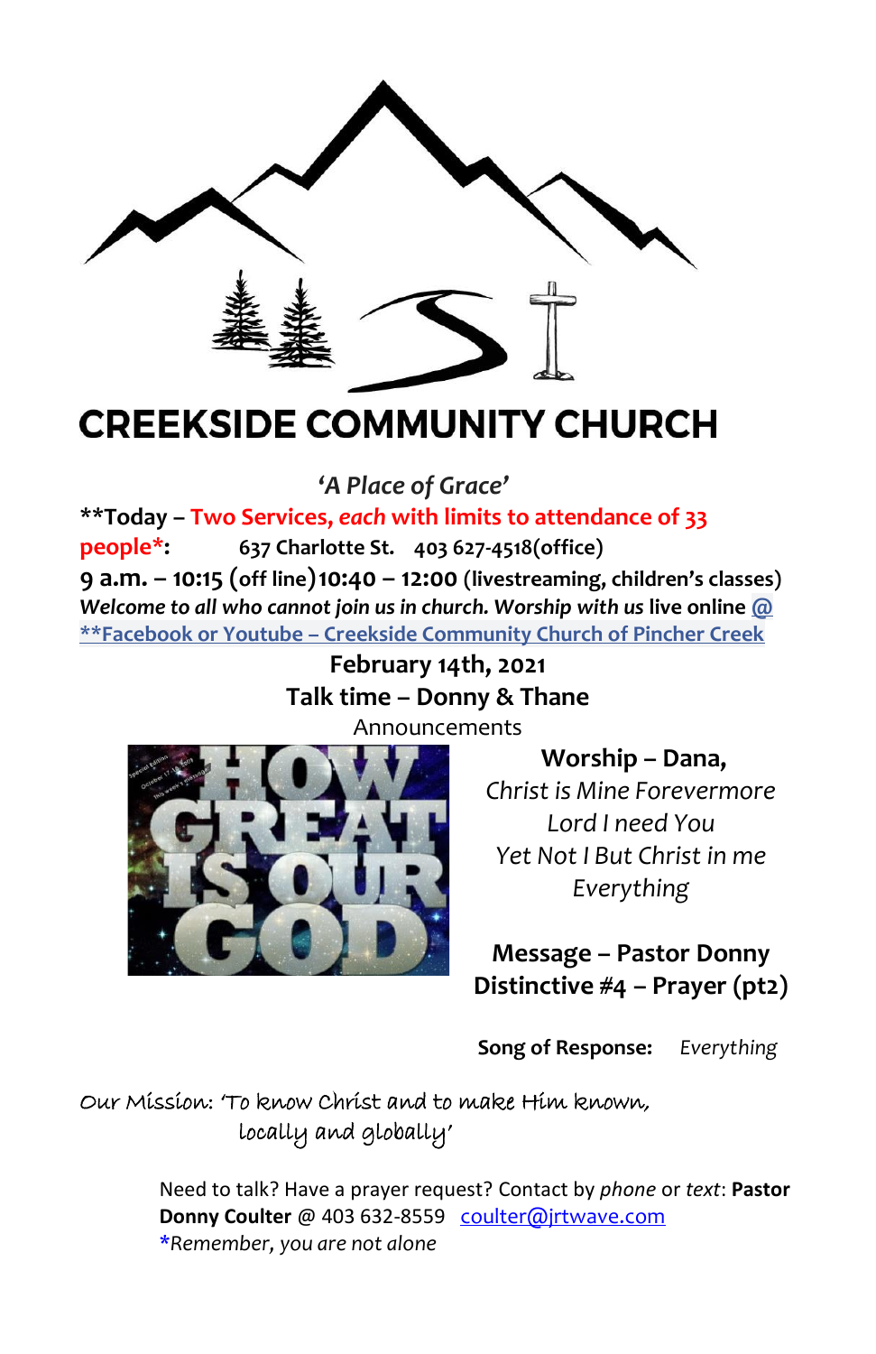# CREEKSIDE COMMUNITY CHURCH

*'A Place of Grace'*

**\*\*Today – Two Services, *each* with limits to attendance of 33 people\*:** **637 Charlotte St. 403 627-4518(office)**

**9 a.m. – 10:15 (off line) 10:40 – 12:00 (livestreaming, children's classes)**

***Welcome to all who cannot join us in church. Worship with us* live online @**

**\*\*Facebook or Youtube – Creekside Community Church of Pincher Creek**

**February 14th, 2021**

**Talk time – Donny & Thane**

Announcements

**Worship – Dana,**

*Christ is Mine Forevermore*

*Lord I need You*

*Yet Not I But Christ in me*

*Everything*

**Message – Pastor Donny**

**Distinctive #4 – Prayer (pt2)**

**Song of Response:** *Everything*

Our Mission: 'To know Christ and to make Him known, locally and globally'

Need to talk? Have a prayer request? Contact by *phone* or *text*: **Pastor Donny Coulter** @ 403 632-8559 coulter@jrtwave.com

\**Remember, you are not alone*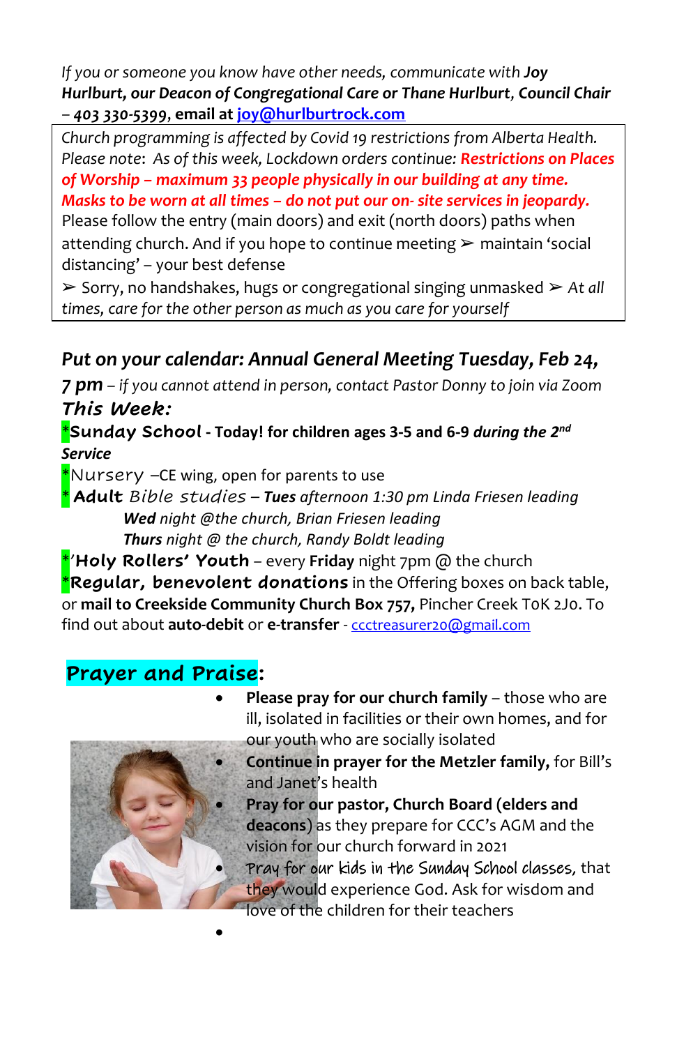*If you or someone you know have other needs, communicate with* ***Joy Hurlburt, our Deacon of Congregational Care or Thane Hurlburt, Council Chair*** *–* ***403 330-5399***, **email at** joy@hurlburtrock.com

*Church programming is affected by Covid 19 restrictions from Alberta Health. Please note: As of this week, Lockdown orders continue:* ***Restrictions on Places of Worship – maximum 33 people physically in our building at any time. Masks to be worn at all times – do not put our on- site services in jeopardy.***
Please follow the entry (main doors) and exit (north doors) paths when attending church. And if you hope to continue meeting ➢ maintain 'social distancing' – your best defense
➢ Sorry, no handshakes, hugs or congregational singing unmasked ➢ *At all times, care for the other person as much as you care for yourself*

## *Put on your calendar: Annual General Meeting Tuesday, Feb 24, 7 pm* – *if you cannot attend in person, contact Pastor Donny to join via Zoom*

### *This Week:*

*__Sunday School__ - **Today! for children ages 3-5 and 6-9** ***during the 2nd Service***

*Nursery –CE wing, open for parents to use

* **Adult** *Bible studies* – ***Tues*** *afternoon 1:30 pm Linda Friesen leading*
***Wed*** *night @the church, Brian Friesen leading*
***Thurs*** *night @ the church, Randy Boldt leading*

*'**Holy Rollers' Youth** – every **Friday** night 7pm @ the church

***Regular, benevolent donations*** in the Offering boxes on back table, or **mail to Creekside Community Church Box 757,** Pincher Creek T0K 2J0. To find out about **auto-debit** or **e-transfer** - ccctreasurer20@gmail.com

## Prayer and Praise:

- **Please pray for our church family** – those who are ill, isolated in facilities or their own homes, and for our youth who are socially isolated
- **Continue in prayer for the Metzler family,** for Bill's and Janet's health
- **Pray for our pastor, Church Board (elders and deacons**) as they prepare for CCC's AGM and the vision for our church forward in 2021
- Pray for our kids in the Sunday School classes, that they would experience God. Ask for wisdom and love of the children for their teachers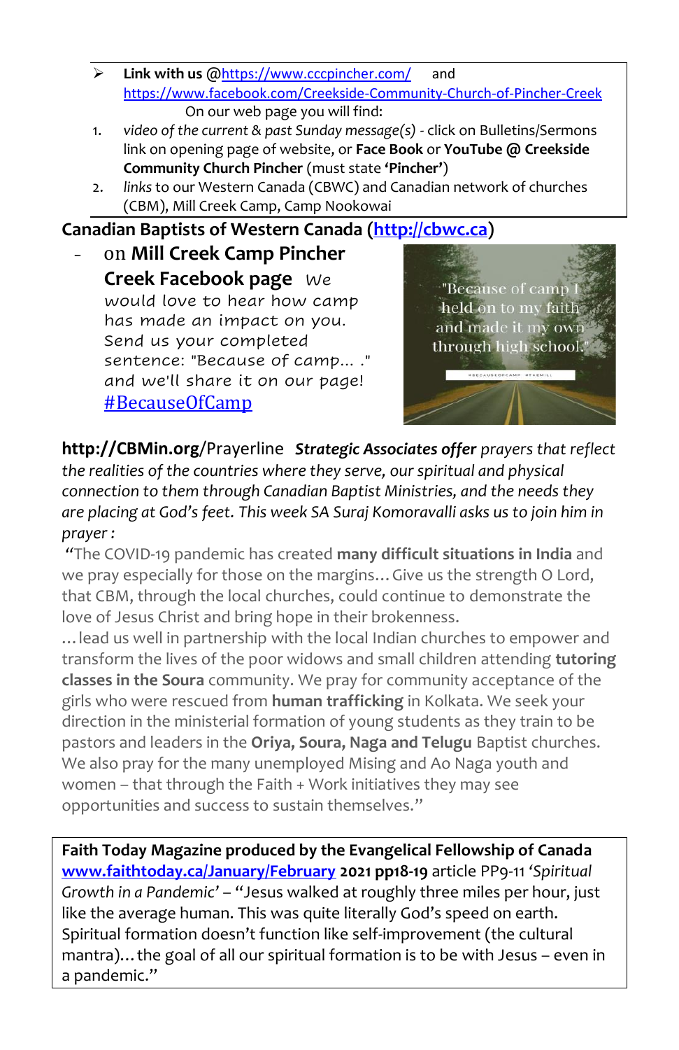- **Link with us** @https://www.cccpincher.com/ and https://www.facebook.com/Creekside-Community-Church-of-Pincher-Creek

On our web page you will find:

1. *video of the current & past Sunday message(s)* - click on Bulletins/Sermons link on opening page of website, or **Face Book** or **YouTube @ Creekside Community Church Pincher** (must state **'Pincher'**)
2. *links* to our Western Canada (CBWC) and Canadian network of churches (CBM), Mill Creek Camp, Camp Nookowai

**Canadian Baptists of Western Canada (http://cbwc.ca)**

- on **Mill Creek Camp Pincher Creek Facebook page** We would love to hear how camp has made an impact on you. Send us your completed sentence: "Because of camp... ." and we'll share it on our page! #BecauseOfCamp

"Because of camp I held on to my faith and made it my own through high school."

**http://CBMin.org**/Prayerline ***Strategic Associates offer*** *prayers that reflect the realities of the countries where they serve, our spiritual and physical connection to them through Canadian Baptist Ministries, and the needs they are placing at God's feet. This week SA Suraj Komoravalli asks us to join him in prayer :*

"The COVID-19 pandemic has created **many difficult situations in India** and we pray especially for those on the margins…Give us the strength O Lord, that CBM, through the local churches, could continue to demonstrate the love of Jesus Christ and bring hope in their brokenness.

…lead us well in partnership with the local Indian churches to empower and transform the lives of the poor widows and small children attending **tutoring classes in the Soura** community. We pray for community acceptance of the girls who were rescued from **human trafficking** in Kolkata. We seek your direction in the ministerial formation of young students as they train to be pastors and leaders in the **Oriya, Soura, Naga and Telugu** Baptist churches. We also pray for the many unemployed Mising and Ao Naga youth and women – that through the Faith + Work initiatives they may see opportunities and success to sustain themselves."

**Faith Today Magazine produced by the Evangelical Fellowship of Canada** **www.faithtoday.ca/January/February** **2021 pp18-19** article PP9-11 '*Spiritual Growth in a Pandemic*' – "Jesus walked at roughly three miles per hour, just like the average human. This was quite literally God's speed on earth. Spiritual formation doesn't function like self-improvement (the cultural mantra)…the goal of all our spiritual formation is to be with Jesus – even in a pandemic."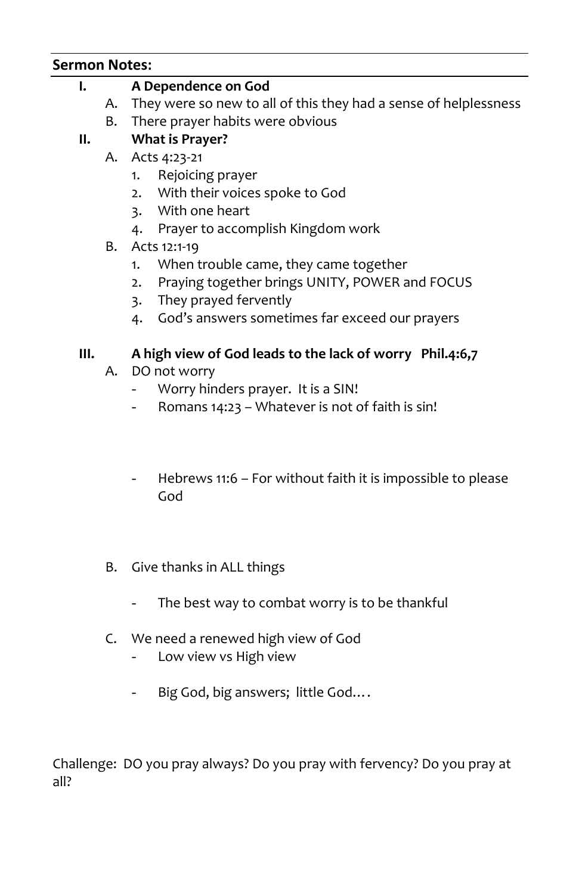## Sermon Notes:

- **I. A Dependence on God**
  - A. They were so new to all of this they had a sense of helplessness
  - B. There prayer habits were obvious
- **II. What is Prayer?**
  - A. Acts 4:23-21
    1. Rejoicing prayer
    2. With their voices spoke to God
    3. With one heart
    4. Prayer to accomplish Kingdom work
  - B. Acts 12:1-19
    1. When trouble came, they came together
    2. Praying together brings UNITY, POWER and FOCUS
    3. They prayed fervently
    4. God's answers sometimes far exceed our prayers
- **III. A high view of God leads to the lack of worry Phil.4:6,7**
  - A. DO not worry
    - Worry hinders prayer. It is a SIN!
    - Romans 14:23 – Whatever is not of faith is sin!
    - Hebrews 11:6 – For without faith it is impossible to please God
  - B. Give thanks in ALL things
    - The best way to combat worry is to be thankful
  - C. We need a renewed high view of God
    - Low view vs High view
    - Big God, big answers; little God….

Challenge: DO you pray always? Do you pray with fervency? Do you pray at all?